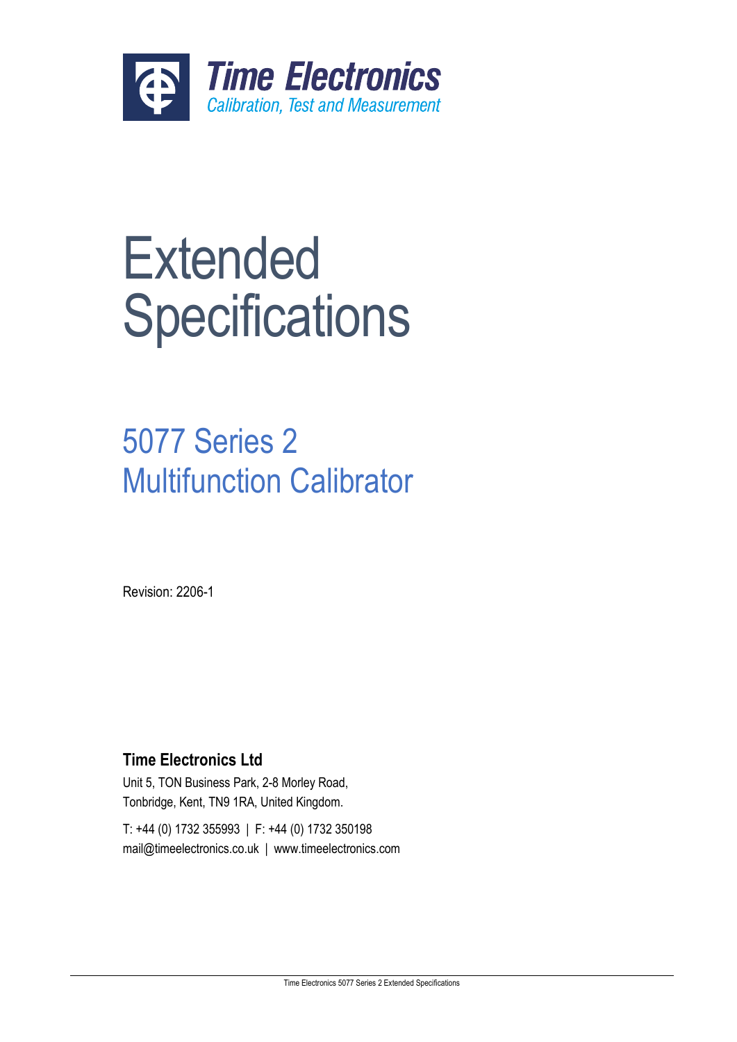**Time Electronics**
*Calibration, Test and Measurement*

# Extended Specifications

## 5077 Series 2 Multifunction Calibrator

Revision: 2206-1

**Time Electronics Ltd**

Unit 5, TON Business Park, 2-8 Morley Road,
Tonbridge, Kent, TN9 1RA, United Kingdom.

T: +44 (0) 1732 355993 | F: +44 (0) 1732 350198
mail@timeelectronics.co.uk | www.timeelectronics.com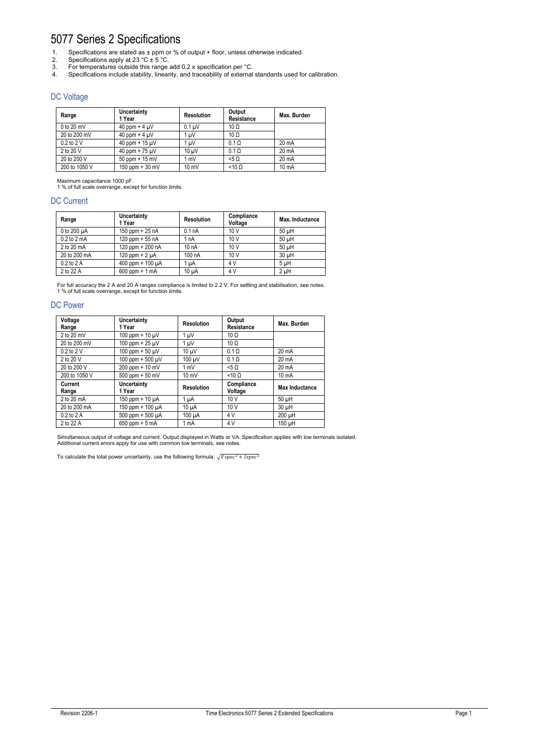# 5077 Series 2 Specifications

1. Specifications are stated as ± ppm or % of output + floor, unless otherwise indicated.
2. Specifications apply at 23 °C ± 5 °C.
3. For temperatures outside this range add 0.2 x specification per °C.
4. Specifications include stability, linearity, and traceability of external standards used for calibration.

## DC Voltage

| Range | Uncertainty 1 Year | Resolution | Output Resistance | Max. Burden |
|---|---|---|---|---|
| 0 to 20 mV | 40 ppm + 4 µV | 0.1 µV | 10 Ω | |
| 20 to 200 mV | 40 ppm + 4 µV | 1 µV | 10 Ω | |
| 0.2 to 2 V | 40 ppm + 15 µV | 1 µV | 0.1 Ω | 20 mA |
| 2 to 20 V | 40 ppm + 75 µV | 10 µV | 0.1 Ω | 20 mA |
| 20 to 200 V | 50 ppm + 15 mV | 1 mV | <5 Ω | 20 mA |
| 200 to 1050 V | 150 ppm + 30 mV | 10 mV | <10 Ω | 10 mA |

Maximum capacitance 1000 pF.
1 % of full scale overrange, except for function limits.

## DC Current

| Range | Uncertainty 1 Year | Resolution | Compliance Voltage | Max. Inductance |
|---|---|---|---|---|
| 0 to 200 µA | 150 ppm + 25 nA | 0.1 nA | 10 V | 50 µH |
| 0.2 to 2 mA | 120 ppm + 55 nA | 1 nA | 10 V | 50 µH |
| 2 to 20 mA | 120 ppm + 200 nA | 10 nA | 10 V | 50 µH |
| 20 to 200 mA | 120 ppm + 2 µA | 100 nA | 10 V | 30 µH |
| 0.2 to 2 A | 400 ppm + 100 µA | 1 µA | 4 V | 5 µH |
| 2 to 22 A | 600 ppm + 1 mA | 10 µA | 4 V | 2 µH |

For full accuracy the 2 A and 20 A ranges compliance is limited to 2.2 V. For settling and stabilisation, see notes.
1 % of full scale overrange, except for function limits.

## DC Power

| Voltage Range | Uncertainty 1 Year | Resolution | Output Resistance | Max. Burden |
|---|---|---|---|---|
| 2 to 20 mV | 100 ppm + 10 µV | 1 µV | 10 Ω | |
| 20 to 200 mV | 100 ppm + 25 µV | 1 µV | 10 Ω | |
| 0.2 to 2 V | 100 ppm + 50 µV | 10 µV | 0.1 Ω | 20 mA |
| 2 to 20 V | 100 ppm + 500 µV | 100 µV | 0.1 Ω | 20 mA |
| 20 to 200 V | 200 ppm + 10 mV | 1 mV | <5 Ω | 20 mA |
| 200 to 1050 V | 500 ppm + 50 mV | 10 mV | <10 Ω | 10 mA |
| **Current Range** | **Uncertainty 1 Year** | **Resolution** | **Compliance Voltage** | **Max Inductance** |
| 2 to 20 mA | 150 ppm + 10 µA | 1 µA | 10 V | 50 µH |
| 20 to 200 mA | 150 ppm + 100 µA | 10 µA | 10 V | 30 µH |
| 0.2 to 2 A | 500 ppm + 500 µA | 100 µA | 4 V | 200 µH |
| 2 to 22 A | 650 ppm + 5 mA | 1 mA | 4 V | 150 µH |

Simultaneous output of voltage and current. Output displayed in Watts or VA. Specification applies with low terminals isolated.
Additional current errors apply for use with common low terminals, see notes.

To calculate the total power uncertainty, use the following formula: $\sqrt{Vspec^2 + Ispec^2}$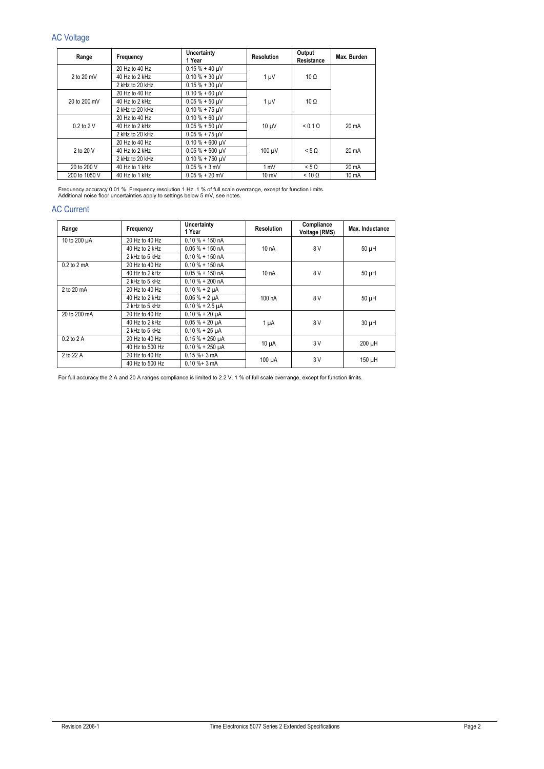## AC Voltage

| Range | Frequency | Uncertainty 1 Year | Resolution | Output Resistance | Max. Burden |
|---|---|---|---|---|---|
| 2 to 20 mV | 20 Hz to 40 Hz | 0.15 % + 40 µV | 1 µV | 10 Ω | |
| | 40 Hz to 2 kHz | 0.10 % + 30 µV | | | |
| | 2 kHz to 20 kHz | 0.15 % + 30 µV | | | |
| 20 to 200 mV | 20 Hz to 40 Hz | 0.10 % + 60 µV | 1 µV | 10 Ω | |
| | 40 Hz to 2 kHz | 0.05 % + 50 µV | | | |
| | 2 kHz to 20 kHz | 0.10 % + 75 µV | | | |
| 0.2 to 2 V | 20 Hz to 40 Hz | 0.10 % + 60 µV | 10 µV | < 0.1 Ω | 20 mA |
| | 40 Hz to 2 kHz | 0.05 % + 50 µV | | | |
| | 2 kHz to 20 kHz | 0.05 % + 75 µV | | | |
| 2 to 20 V | 20 Hz to 40 Hz | 0.10 % + 600 µV | 100 µV | < 5 Ω | 20 mA |
| | 40 Hz to 2 kHz | 0.05 % + 500 µV | | | |
| | 2 kHz to 20 kHz | 0.10 % + 750 µV | | | |
| 20 to 200 V | 40 Hz to 1 kHz | 0.05 % + 3 mV | 1 mV | < 5 Ω | 20 mA |
| 200 to 1050 V | 40 Hz to 1 kHz | 0.05 % + 20 mV | 10 mV | < 10 Ω | 10 mA |

Frequency accuracy 0.01 %. Frequency resolution 1 Hz. 1 % of full scale overrange, except for function limits.
Additional noise floor uncertainties apply to settings below 5 mV, see notes.

## AC Current

| Range | Frequency | Uncertainty 1 Year | Resolution | Compliance Voltage (RMS) | Max. Inductance |
|---|---|---|---|---|---|
| 10 to 200 µA | 20 Hz to 40 Hz | 0.10 % + 150 nA | 10 nA | 8 V | 50 µH |
| | 40 Hz to 2 kHz | 0.05 % + 150 nA | | | |
| | 2 kHz to 5 kHz | 0.10 % + 150 nA | | | |
| 0.2 to 2 mA | 20 Hz to 40 Hz | 0.10 % + 150 nA | 10 nA | 8 V | 50 µH |
| | 40 Hz to 2 kHz | 0.05 % + 150 nA | | | |
| | 2 kHz to 5 kHz | 0.10 % + 200 nA | | | |
| 2 to 20 mA | 20 Hz to 40 Hz | 0.10 % + 2 µA | 100 nA | 8 V | 50 µH |
| | 40 Hz to 2 kHz | 0.05 % + 2 µA | | | |
| | 2 kHz to 5 kHz | 0.10 % + 2.5 µA | | | |
| 20 to 200 mA | 20 Hz to 40 Hz | 0.10 % + 20 µA | 1 µA | 8 V | 30 µH |
| | 40 Hz to 2 kHz | 0.05 % + 20 µA | | | |
| | 2 kHz to 5 kHz | 0.10 % + 25 µA | | | |
| 0.2 to 2 A | 20 Hz to 40 Hz | 0.15 % + 250 µA | 10 µA | 3 V | 200 µH |
| | 40 Hz to 500 Hz | 0.10 % + 250 µA | | | |
| 2 to 22 A | 20 Hz to 40 Hz | 0.15 %+ 3 mA | 100 µA | 3 V | 150 µH |
| | 40 Hz to 500 Hz | 0.10 %+ 3 mA | | | |

For full accuracy the 2 A and 20 A ranges compliance is limited to 2.2 V. 1 % of full scale overrange, except for function limits.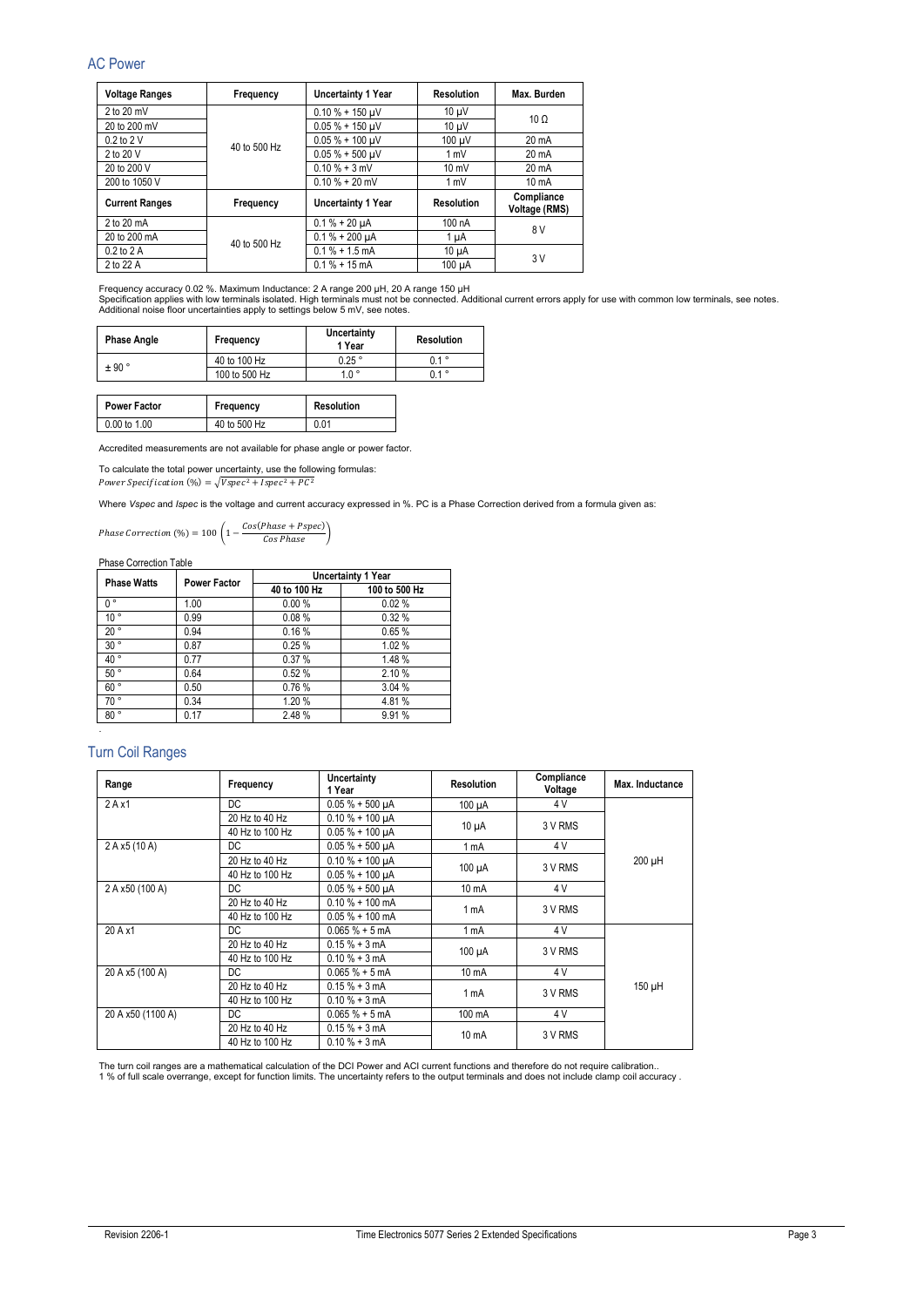## AC Power

| Voltage Ranges | Frequency | Uncertainty 1 Year | Resolution | Max. Burden |
|---|---|---|---|---|
| 2 to 20 mV | 40 to 500 Hz | 0.10 % + 150 µV | 10 µV | 10 Ω |
| 20 to 200 mV | | 0.05 % + 150 µV | 10 µV | |
| 0.2 to 2 V | | 0.05 % + 100 µV | 100 µV | 20 mA |
| 2 to 20 V | | 0.05 % + 500 µV | 1 mV | 20 mA |
| 20 to 200 V | | 0.10 % + 3 mV | 10 mV | 20 mA |
| 200 to 1050 V | | 0.10 % + 20 mV | 1 mV | 10 mA |
| **Current Ranges** | **Frequency** | **Uncertainty 1 Year** | **Resolution** | **Compliance Voltage (RMS)** |
| 2 to 20 mA | 40 to 500 Hz | 0.1 % + 20 µA | 100 nA | 8 V |
| 20 to 200 mA | | 0.1 % + 200 µA | 1 µA | |
| 0.2 to 2 A | | 0.1 % + 1.5 mA | 10 µA | 3 V |
| 2 to 22 A | | 0.1 % + 15 mA | 100 µA | |

Frequency accuracy 0.02 %. Maximum Inductance: 2 A range 200 µH, 20 A range 150 µH
Specification applies with low terminals isolated. High terminals must not be connected. Additional current errors apply for use with common low terminals, see notes.
Additional noise floor uncertainties apply to settings below 5 mV, see notes.

| Phase Angle | Frequency | Uncertainty 1 Year | Resolution |
|---|---|---|---|
| ± 90 ° | 40 to 100 Hz | 0.25 ° | 0.1 ° |
| | 100 to 500 Hz | 1.0 ° | 0.1 ° |

| Power Factor | Frequency | Resolution |
|---|---|---|
| 0.00 to 1.00 | 40 to 500 Hz | 0.01 |

Accredited measurements are not available for phase angle or power factor.

To calculate the total power uncertainty, use the following formulas:

$$Power\ Specification\ (\%) = \sqrt{Vspec^2 + Ispec^2 + PC^2}$$

Where *Vspec* and *Ispec* is the voltage and current accuracy expressed in %. PC is a Phase Correction derived from a formula given as:

$$Phase\ Correction\ (\%) = 100\left(1 - \frac{Cos(Phase + Pspec)}{Cos\ Phase}\right)$$

Phase Correction Table

| Phase Watts | Power Factor | Uncertainty 1 Year | |
|---|---|---|---|
| | | 40 to 100 Hz | 100 to 500 Hz |
| 0 ° | 1.00 | 0.00 % | 0.02 % |
| 10 ° | 0.99 | 0.08 % | 0.32 % |
| 20 ° | 0.94 | 0.16 % | 0.65 % |
| 30 ° | 0.87 | 0.25 % | 1.02 % |
| 40 ° | 0.77 | 0.37 % | 1.48 % |
| 50 ° | 0.64 | 0.52 % | 2.10 % |
| 60 ° | 0.50 | 0.76 % | 3.04 % |
| 70 ° | 0.34 | 1.20 % | 4.81 % |
| 80 ° | 0.17 | 2.48 % | 9.91 % |

## Turn Coil Ranges

| Range | Frequency | Uncertainty 1 Year | Resolution | Compliance Voltage | Max. Inductance |
|---|---|---|---|---|---|
| 2 A x1 | DC | 0.05 % + 500 µA | 100 µA | 4 V | 200 µH |
| | 20 Hz to 40 Hz | 0.10 % + 100 µA | 10 µA | 3 V RMS | |
| | 40 Hz to 100 Hz | 0.05 % + 100 µA | | | |
| 2 A x5 (10 A) | DC | 0.05 % + 500 µA | 1 mA | 4 V | |
| | 20 Hz to 40 Hz | 0.10 % + 100 µA | 100 µA | 3 V RMS | |
| | 40 Hz to 100 Hz | 0.05 % + 100 µA | | | |
| 2 A x50 (100 A) | DC | 0.05 % + 500 µA | 10 mA | 4 V | |
| | 20 Hz to 40 Hz | 0.10 % + 100 mA | 1 mA | 3 V RMS | |
| | 40 Hz to 100 Hz | 0.05 % + 100 mA | | | |
| 20 A x1 | DC | 0.065 % + 5 mA | 1 mA | 4 V | 150 µH |
| | 20 Hz to 40 Hz | 0.15 % + 3 mA | 100 µA | 3 V RMS | |
| | 40 Hz to 100 Hz | 0.10 % + 3 mA | | | |
| 20 A x5 (100 A) | DC | 0.065 % + 5 mA | 10 mA | 4 V | |
| | 20 Hz to 40 Hz | 0.15 % + 3 mA | 1 mA | 3 V RMS | |
| | 40 Hz to 100 Hz | 0.10 % + 3 mA | | | |
| 20 A x50 (1100 A) | DC | 0.065 % + 5 mA | 100 mA | 4 V | |
| | 20 Hz to 40 Hz | 0.15 % + 3 mA | 10 mA | 3 V RMS | |
| | 40 Hz to 100 Hz | 0.10 % + 3 mA | | | |

The turn coil ranges are a mathematical calculation of the DCI Power and ACI current functions and therefore do not require calibration..
1 % of full scale overrange, except for function limits. The uncertainty refers to the output terminals and does not include clamp coil accuracy .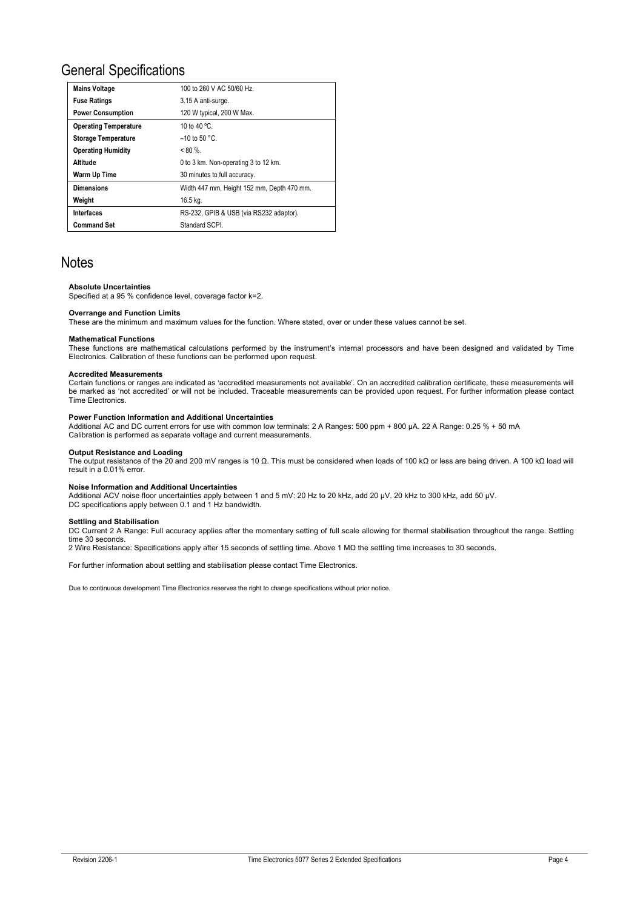# General Specifications

| | |
|---|---|
| **Mains Voltage** | 100 to 260 V AC 50/60 Hz. |
| **Fuse Ratings** | 3.15 A anti-surge. |
| **Power Consumption** | 120 W typical, 200 W Max. |
| **Operating Temperature** | 10 to 40 ºC. |
| **Storage Temperature** | –10 to 50 °C. |
| **Operating Humidity** | < 80 %. |
| **Altitude** | 0 to 3 km. Non-operating 3 to 12 km. |
| **Warm Up Time** | 30 minutes to full accuracy. |
| **Dimensions** | Width 447 mm, Height 152 mm, Depth 470 mm. |
| **Weight** | 16.5 kg. |
| **Interfaces** | RS-232, GPIB & USB (via RS232 adaptor). |
| **Command Set** | Standard SCPI. |

# Notes

**Absolute Uncertainties**
Specified at a 95 % confidence level, coverage factor k=2.

**Overrange and Function Limits**
These are the minimum and maximum values for the function. Where stated, over or under these values cannot be set.

**Mathematical Functions**
These functions are mathematical calculations performed by the instrument's internal processors and have been designed and validated by Time Electronics. Calibration of these functions can be performed upon request.

**Accredited Measurements**
Certain functions or ranges are indicated as 'accredited measurements not available'. On an accredited calibration certificate, these measurements will be marked as 'not accredited' or will not be included. Traceable measurements can be provided upon request. For further information please contact Time Electronics.

**Power Function Information and Additional Uncertainties**
Additional AC and DC current errors for use with common low terminals: 2 A Ranges: 500 ppm + 800 µA. 22 A Range: 0.25 % + 50 mA
Calibration is performed as separate voltage and current measurements.

**Output Resistance and Loading**
The output resistance of the 20 and 200 mV ranges is 10 Ω. This must be considered when loads of 100 kΩ or less are being driven. A 100 kΩ load will result in a 0.01% error.

**Noise Information and Additional Uncertainties**
Additional ACV noise floor uncertainties apply between 1 and 5 mV: 20 Hz to 20 kHz, add 20 µV. 20 kHz to 300 kHz, add 50 µV.
DC specifications apply between 0.1 and 1 Hz bandwidth.

**Settling and Stabilisation**
DC Current 2 A Range: Full accuracy applies after the momentary setting of full scale allowing for thermal stabilisation throughout the range. Settling time 30 seconds.
2 Wire Resistance: Specifications apply after 15 seconds of settling time. Above 1 MΩ the settling time increases to 30 seconds.

For further information about settling and stabilisation please contact Time Electronics.

Due to continuous development Time Electronics reserves the right to change specifications without prior notice.